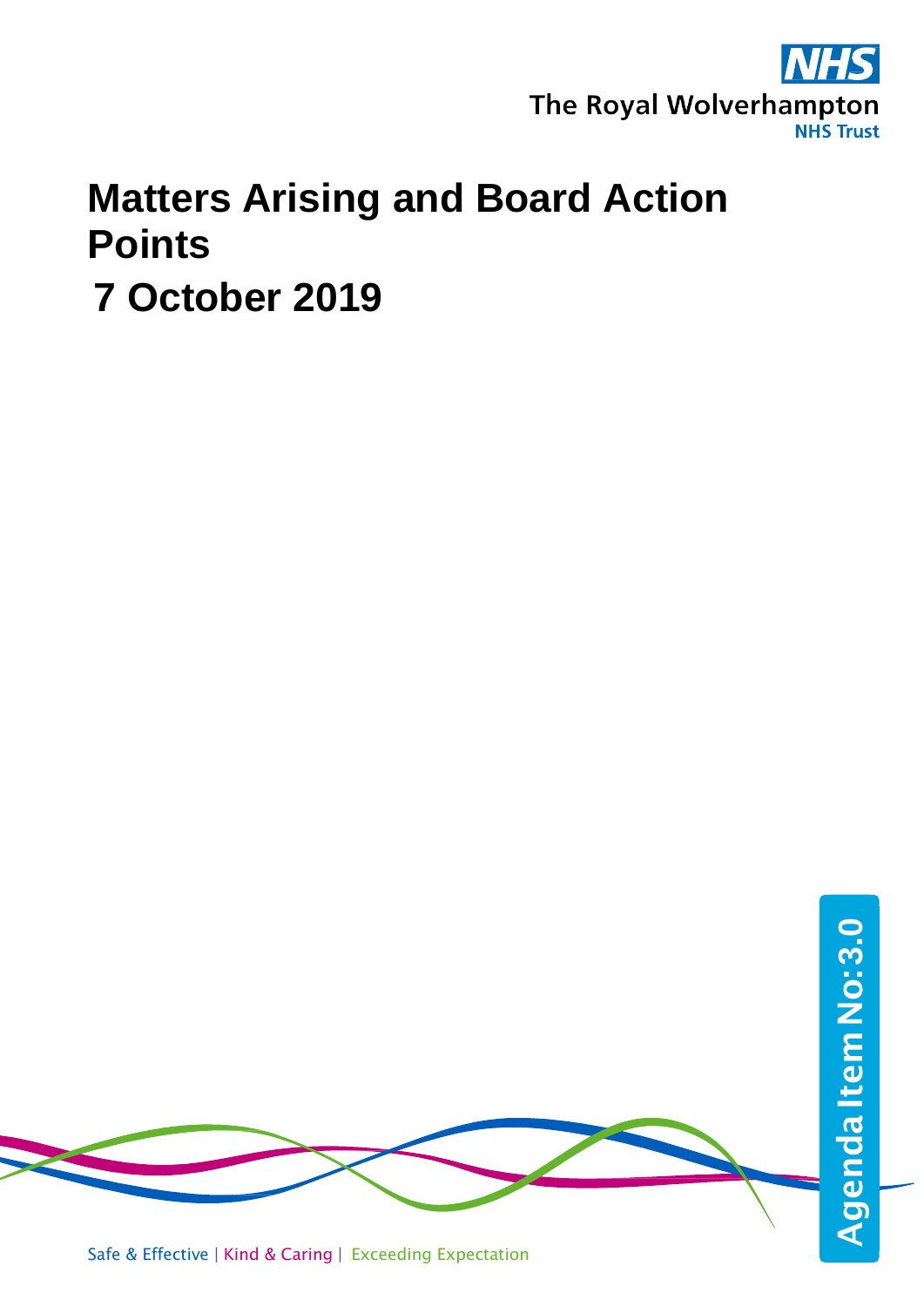The Royal Wolverhampton NHS Trust

# Matters Arising and Board Action Points

## 7 October 2019

Agenda Item No: 3.0

Safe & Effective | Kind & Caring | Exceeding Expectation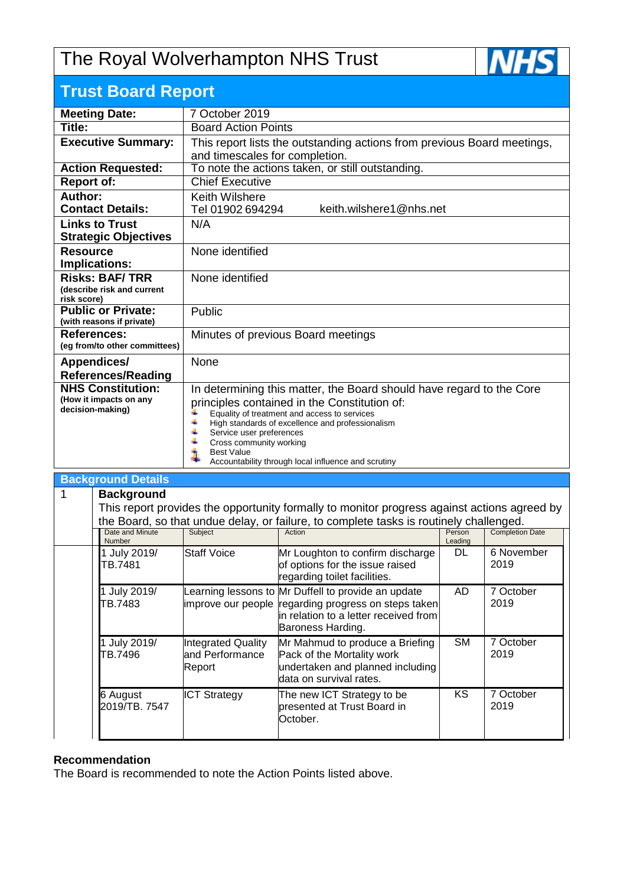# The Royal Wolverhampton NHS Trust

NHS

## Trust Board Report

| | |
|---|---|
| **Meeting Date:** | 7 October 2019 |
| **Title:** | Board Action Points |
| **Executive Summary:** | This report lists the outstanding actions from previous Board meetings, and timescales for completion. |
| **Action Requested:** | To note the actions taken, or still outstanding. |
| **Report of:** | Chief Executive |
| **Author:**<br>**Contact Details:** | Keith Wilshere<br>Tel 01902 694294 keith.wilshere1@nhs.net |
| **Links to Trust Strategic Objectives** | N/A |
| **Resource Implications:** | None identified |
| **Risks: BAF/ TRR** (describe risk and current risk score) | None identified |
| **Public or Private:** (with reasons if private) | Public |
| **References:** (eg from/to other committees) | Minutes of previous Board meetings |
| **Appendices/ References/Reading** | None |
| **NHS Constitution:** (How it impacts on any decision-making) | In determining this matter, the Board should have regard to the Core principles contained in the Constitution of:<br>- Equality of treatment and access to services<br>- High standards of excellence and professionalism<br>- Service user preferences<br>- Cross community working<br>- Best Value<br>- Accountability through local influence and scrutiny |

## Background Details

1 **Background**

This report provides the opportunity formally to monitor progress against actions agreed by the Board, so that undue delay, or failure, to complete tasks is routinely challenged.

| Date and Minute Number | Subject | Action | Person Leading | Completion Date |
|---|---|---|---|---|
| 1 July 2019/ TB.7481 | Staff Voice | Mr Loughton to confirm discharge of options for the issue raised regarding toilet facilities. | DL | 6 November 2019 |
| 1 July 2019/ TB.7483 | Learning lessons to improve our people | Mr Duffell to provide an update regarding progress on steps taken in relation to a letter received from Baroness Harding. | AD | 7 October 2019 |
| 1 July 2019/ TB.7496 | Integrated Quality and Performance Report | Mr Mahmud to produce a Briefing Pack of the Mortality work undertaken and planned including data on survival rates. | SM | 7 October 2019 |
| 6 August 2019/TB. 7547 | ICT Strategy | The new ICT Strategy to be presented at Trust Board in October. | KS | 7 October 2019 |

**Recommendation**

The Board is recommended to note the Action Points listed above.